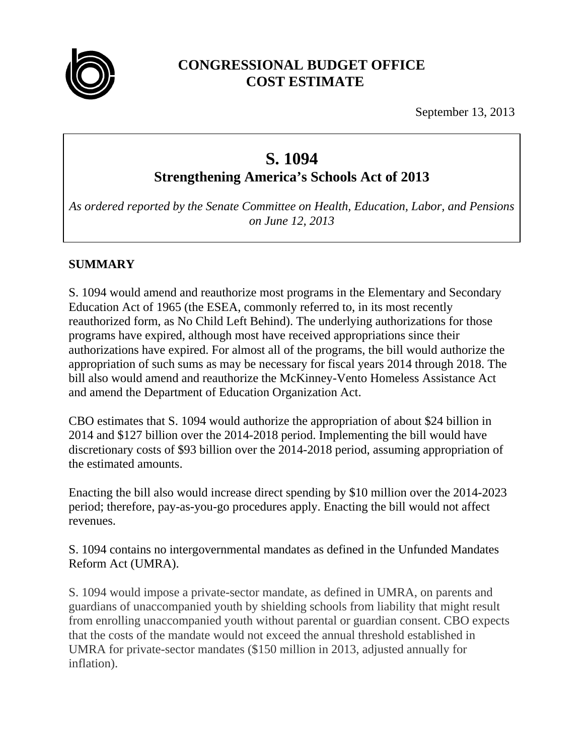# CONGRESSIONAL BUDGET OFFICE
# COST ESTIMATE

September 13, 2013

## S. 1094
## Strengthening America's Schools Act of 2013

*As ordered reported by the Senate Committee on Health, Education, Labor, and Pensions on June 12, 2013*

### SUMMARY

S. 1094 would amend and reauthorize most programs in the Elementary and Secondary Education Act of 1965 (the ESEA, commonly referred to, in its most recently reauthorized form, as No Child Left Behind). The underlying authorizations for those programs have expired, although most have received appropriations since their authorizations have expired. For almost all of the programs, the bill would authorize the appropriation of such sums as may be necessary for fiscal years 2014 through 2018. The bill also would amend and reauthorize the McKinney-Vento Homeless Assistance Act and amend the Department of Education Organization Act.

CBO estimates that S. 1094 would authorize the appropriation of about $24 billion in 2014 and $127 billion over the 2014-2018 period. Implementing the bill would have discretionary costs of $93 billion over the 2014-2018 period, assuming appropriation of the estimated amounts.

Enacting the bill also would increase direct spending by $10 million over the 2014-2023 period; therefore, pay-as-you-go procedures apply. Enacting the bill would not affect revenues.

S. 1094 contains no intergovernmental mandates as defined in the Unfunded Mandates Reform Act (UMRA).

S. 1094 would impose a private-sector mandate, as defined in UMRA, on parents and guardians of unaccompanied youth by shielding schools from liability that might result from enrolling unaccompanied youth without parental or guardian consent. CBO expects that the costs of the mandate would not exceed the annual threshold established in UMRA for private-sector mandates ($150 million in 2013, adjusted annually for inflation).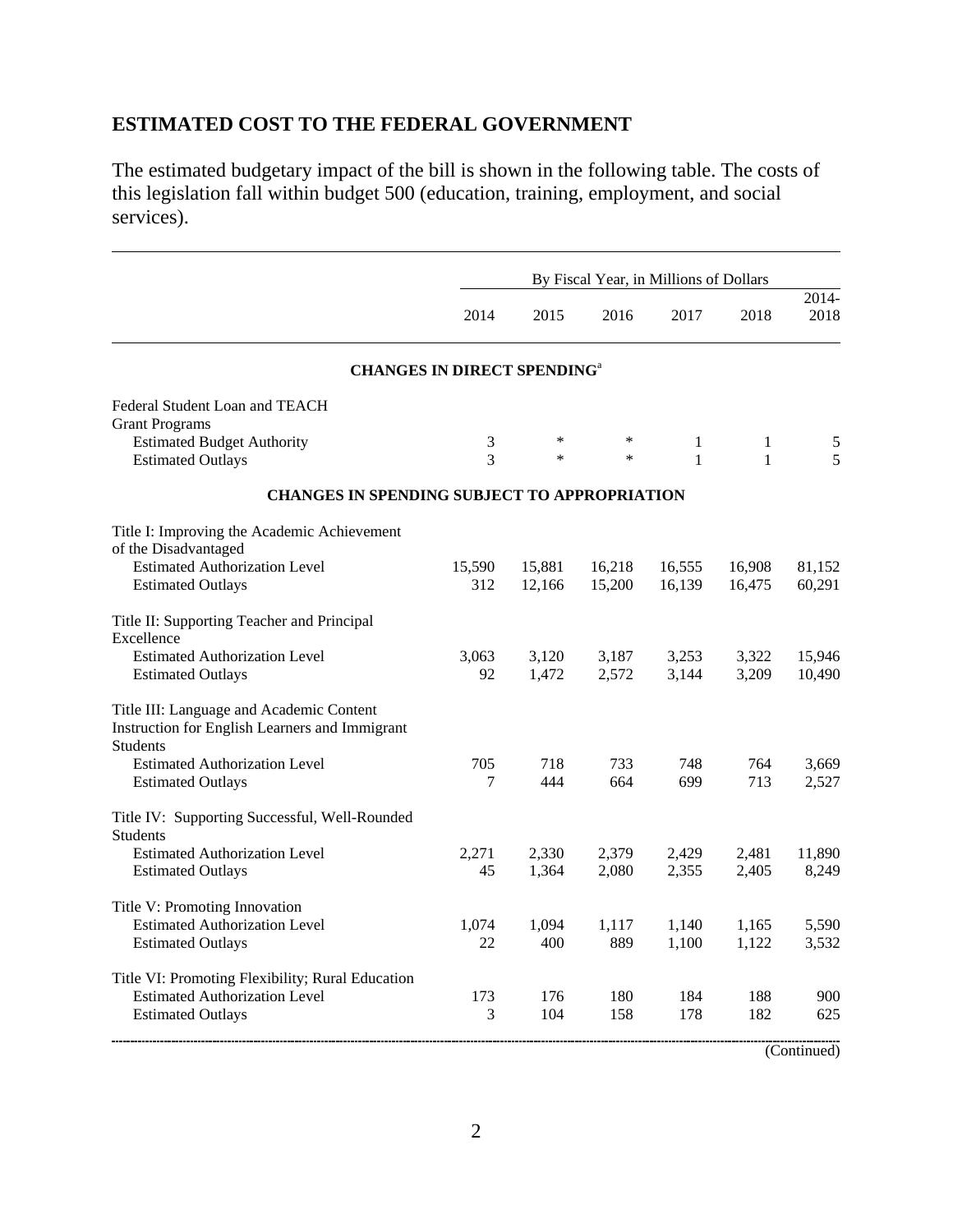## ESTIMATED COST TO THE FEDERAL GOVERNMENT

The estimated budgetary impact of the bill is shown in the following table. The costs of this legislation fall within budget 500 (education, training, employment, and social services).

| | By Fiscal Year, in Millions of Dollars | | | | | |
|---|---|---|---|---|---|---|
| | 2014 | 2015 | 2016 | 2017 | 2018 | 2014-2018 |
| **CHANGES IN DIRECT SPENDING**[a] | | | | | | |
| Federal Student Loan and TEACH Grant Programs | | | | | | |
| Estimated Budget Authority | 3 | * | * | 1 | 1 | 5 |
| Estimated Outlays | 3 | * | * | 1 | 1 | 5 |
| **CHANGES IN SPENDING SUBJECT TO APPROPRIATION** | | | | | | |
| Title I: Improving the Academic Achievement of the Disadvantaged | | | | | | |
| Estimated Authorization Level | 15,590 | 15,881 | 16,218 | 16,555 | 16,908 | 81,152 |
| Estimated Outlays | 312 | 12,166 | 15,200 | 16,139 | 16,475 | 60,291 |
| Title II: Supporting Teacher and Principal Excellence | | | | | | |
| Estimated Authorization Level | 3,063 | 3,120 | 3,187 | 3,253 | 3,322 | 15,946 |
| Estimated Outlays | 92 | 1,472 | 2,572 | 3,144 | 3,209 | 10,490 |
| Title III: Language and Academic Content Instruction for English Learners and Immigrant Students | | | | | | |
| Estimated Authorization Level | 705 | 718 | 733 | 748 | 764 | 3,669 |
| Estimated Outlays | 7 | 444 | 664 | 699 | 713 | 2,527 |
| Title IV: Supporting Successful, Well-Rounded Students | | | | | | |
| Estimated Authorization Level | 2,271 | 2,330 | 2,379 | 2,429 | 2,481 | 11,890 |
| Estimated Outlays | 45 | 1,364 | 2,080 | 2,355 | 2,405 | 8,249 |
| Title V: Promoting Innovation | | | | | | |
| Estimated Authorization Level | 1,074 | 1,094 | 1,117 | 1,140 | 1,165 | 5,590 |
| Estimated Outlays | 22 | 400 | 889 | 1,100 | 1,122 | 3,532 |
| Title VI: Promoting Flexibility; Rural Education | | | | | | |
| Estimated Authorization Level | 173 | 176 | 180 | 184 | 188 | 900 |
| Estimated Outlays | 3 | 104 | 158 | 178 | 182 | 625 |

(Continued)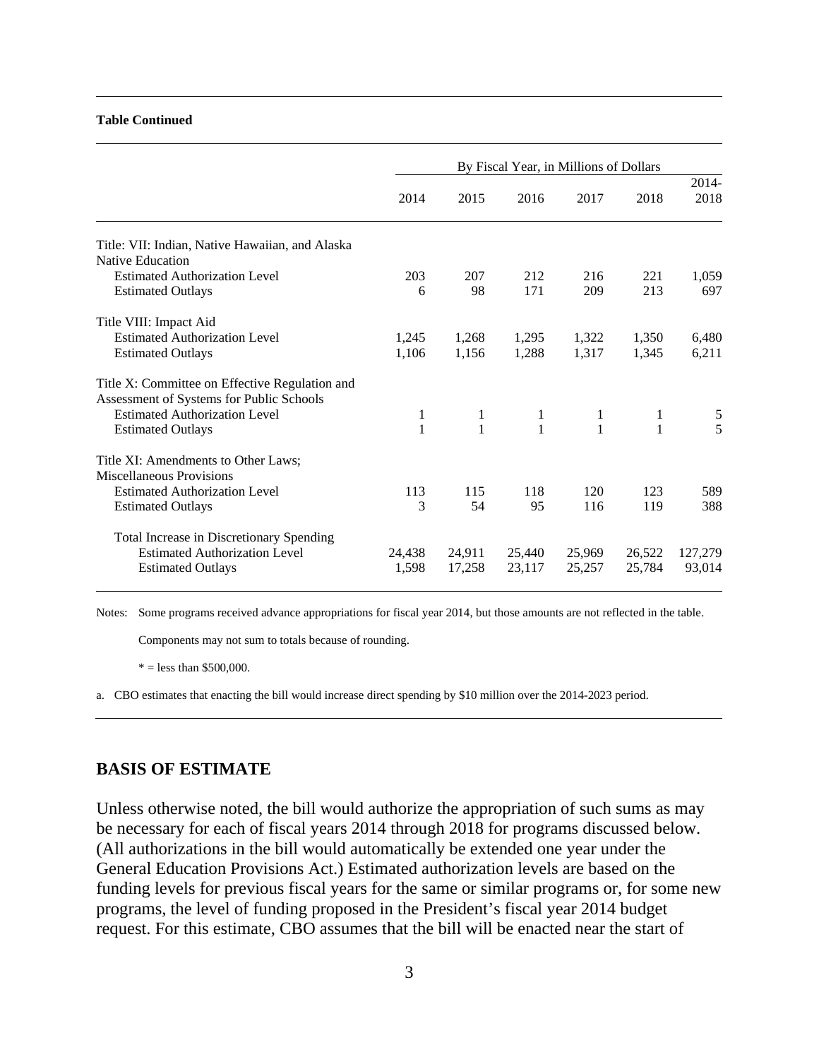**Table Continued**

| | By Fiscal Year, in Millions of Dollars | | | | | |
|---|---|---|---|---|---|---|
| | 2014 | 2015 | 2016 | 2017 | 2018 | 2014-2018 |
| Title: VII: Indian, Native Hawaiian, and Alaska Native Education | | | | | | |
| Estimated Authorization Level | 203 | 207 | 212 | 216 | 221 | 1,059 |
| Estimated Outlays | 6 | 98 | 171 | 209 | 213 | 697 |
| Title VIII: Impact Aid | | | | | | |
| Estimated Authorization Level | 1,245 | 1,268 | 1,295 | 1,322 | 1,350 | 6,480 |
| Estimated Outlays | 1,106 | 1,156 | 1,288 | 1,317 | 1,345 | 6,211 |
| Title X: Committee on Effective Regulation and Assessment of Systems for Public Schools | | | | | | |
| Estimated Authorization Level | 1 | 1 | 1 | 1 | 1 | 5 |
| Estimated Outlays | 1 | 1 | 1 | 1 | 1 | 5 |
| Title XI: Amendments to Other Laws; Miscellaneous Provisions | | | | | | |
| Estimated Authorization Level | 113 | 115 | 118 | 120 | 123 | 589 |
| Estimated Outlays | 3 | 54 | 95 | 116 | 119 | 388 |
| Total Increase in Discretionary Spending | | | | | | |
| Estimated Authorization Level | 24,438 | 24,911 | 25,440 | 25,969 | 26,522 | 127,279 |
| Estimated Outlays | 1,598 | 17,258 | 23,117 | 25,257 | 25,784 | 93,014 |

Notes: Some programs received advance appropriations for fiscal year 2014, but those amounts are not reflected in the table.

Components may not sum to totals because of rounding.

* = less than $500,000.

a. CBO estimates that enacting the bill would increase direct spending by $10 million over the 2014-2023 period.

## BASIS OF ESTIMATE

Unless otherwise noted, the bill would authorize the appropriation of such sums as may be necessary for each of fiscal years 2014 through 2018 for programs discussed below. (All authorizations in the bill would automatically be extended one year under the General Education Provisions Act.) Estimated authorization levels are based on the funding levels for previous fiscal years for the same or similar programs or, for some new programs, the level of funding proposed in the President's fiscal year 2014 budget request. For this estimate, CBO assumes that the bill will be enacted near the start of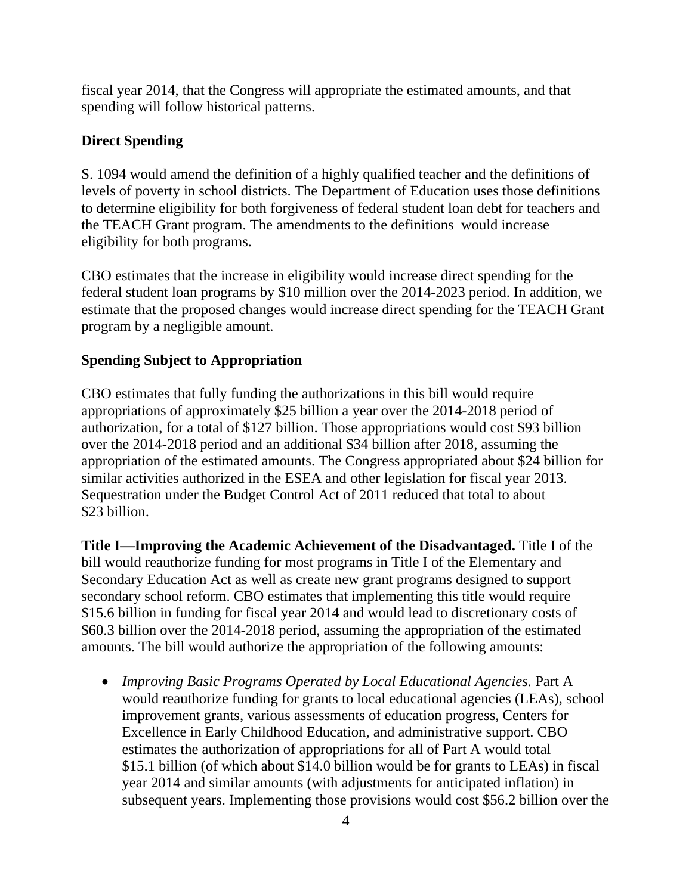fiscal year 2014, that the Congress will appropriate the estimated amounts, and that spending will follow historical patterns.

**Direct Spending**

S. 1094 would amend the definition of a highly qualified teacher and the definitions of levels of poverty in school districts. The Department of Education uses those definitions to determine eligibility for both forgiveness of federal student loan debt for teachers and the TEACH Grant program. The amendments to the definitions would increase eligibility for both programs.

CBO estimates that the increase in eligibility would increase direct spending for the federal student loan programs by $10 million over the 2014-2023 period. In addition, we estimate that the proposed changes would increase direct spending for the TEACH Grant program by a negligible amount.

**Spending Subject to Appropriation**

CBO estimates that fully funding the authorizations in this bill would require appropriations of approximately $25 billion a year over the 2014-2018 period of authorization, for a total of $127 billion. Those appropriations would cost $93 billion over the 2014-2018 period and an additional $34 billion after 2018, assuming the appropriation of the estimated amounts. The Congress appropriated about $24 billion for similar activities authorized in the ESEA and other legislation for fiscal year 2013. Sequestration under the Budget Control Act of 2011 reduced that total to about $23 billion.

**Title I—Improving the Academic Achievement of the Disadvantaged.** Title I of the bill would reauthorize funding for most programs in Title I of the Elementary and Secondary Education Act as well as create new grant programs designed to support secondary school reform. CBO estimates that implementing this title would require $15.6 billion in funding for fiscal year 2014 and would lead to discretionary costs of $60.3 billion over the 2014-2018 period, assuming the appropriation of the estimated amounts. The bill would authorize the appropriation of the following amounts:

- *Improving Basic Programs Operated by Local Educational Agencies.* Part A would reauthorize funding for grants to local educational agencies (LEAs), school improvement grants, various assessments of education progress, Centers for Excellence in Early Childhood Education, and administrative support. CBO estimates the authorization of appropriations for all of Part A would total $15.1 billion (of which about $14.0 billion would be for grants to LEAs) in fiscal year 2014 and similar amounts (with adjustments for anticipated inflation) in subsequent years. Implementing those provisions would cost $56.2 billion over the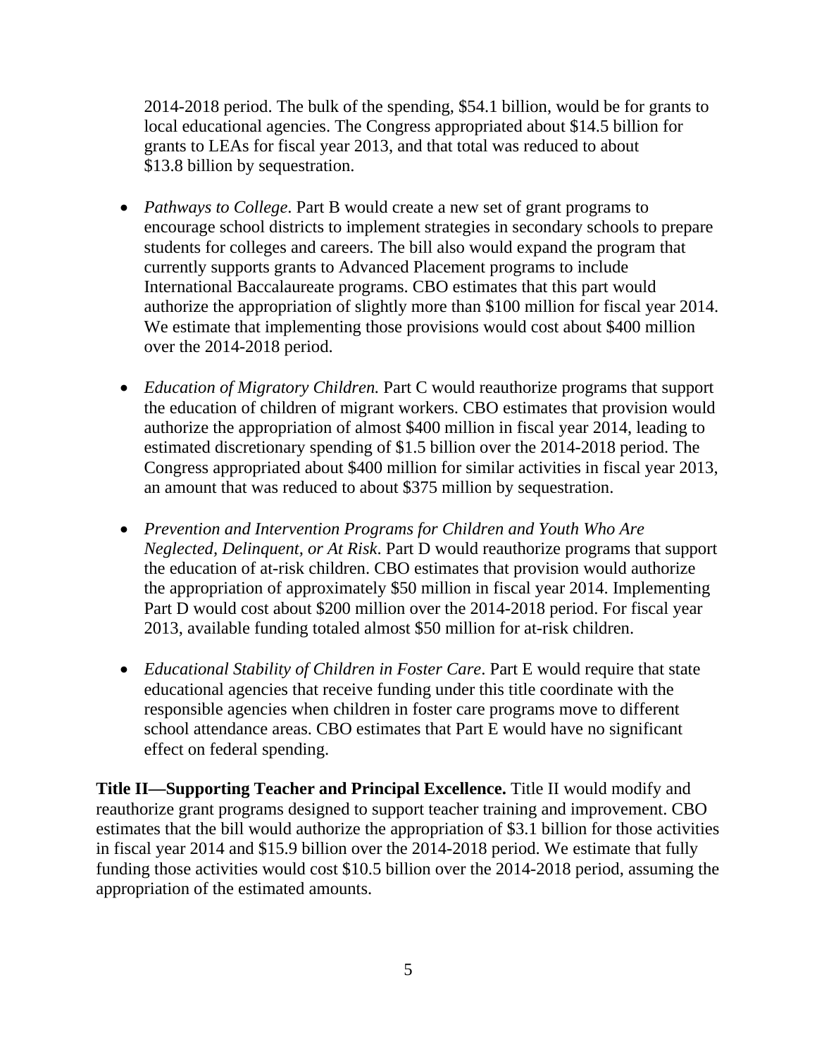2014-2018 period. The bulk of the spending, $54.1 billion, would be for grants to local educational agencies. The Congress appropriated about $14.5 billion for grants to LEAs for fiscal year 2013, and that total was reduced to about $13.8 billion by sequestration.

- *Pathways to College*. Part B would create a new set of grant programs to encourage school districts to implement strategies in secondary schools to prepare students for colleges and careers. The bill also would expand the program that currently supports grants to Advanced Placement programs to include International Baccalaureate programs. CBO estimates that this part would authorize the appropriation of slightly more than $100 million for fiscal year 2014. We estimate that implementing those provisions would cost about $400 million over the 2014-2018 period.

- *Education of Migratory Children.* Part C would reauthorize programs that support the education of children of migrant workers. CBO estimates that provision would authorize the appropriation of almost $400 million in fiscal year 2014, leading to estimated discretionary spending of $1.5 billion over the 2014-2018 period. The Congress appropriated about $400 million for similar activities in fiscal year 2013, an amount that was reduced to about $375 million by sequestration.

- *Prevention and Intervention Programs for Children and Youth Who Are Neglected, Delinquent, or At Risk*. Part D would reauthorize programs that support the education of at-risk children. CBO estimates that provision would authorize the appropriation of approximately $50 million in fiscal year 2014. Implementing Part D would cost about $200 million over the 2014-2018 period. For fiscal year 2013, available funding totaled almost $50 million for at-risk children.

- *Educational Stability of Children in Foster Care*. Part E would require that state educational agencies that receive funding under this title coordinate with the responsible agencies when children in foster care programs move to different school attendance areas. CBO estimates that Part E would have no significant effect on federal spending.

**Title II—Supporting Teacher and Principal Excellence.** Title II would modify and reauthorize grant programs designed to support teacher training and improvement. CBO estimates that the bill would authorize the appropriation of $3.1 billion for those activities in fiscal year 2014 and $15.9 billion over the 2014-2018 period. We estimate that fully funding those activities would cost $10.5 billion over the 2014-2018 period, assuming the appropriation of the estimated amounts.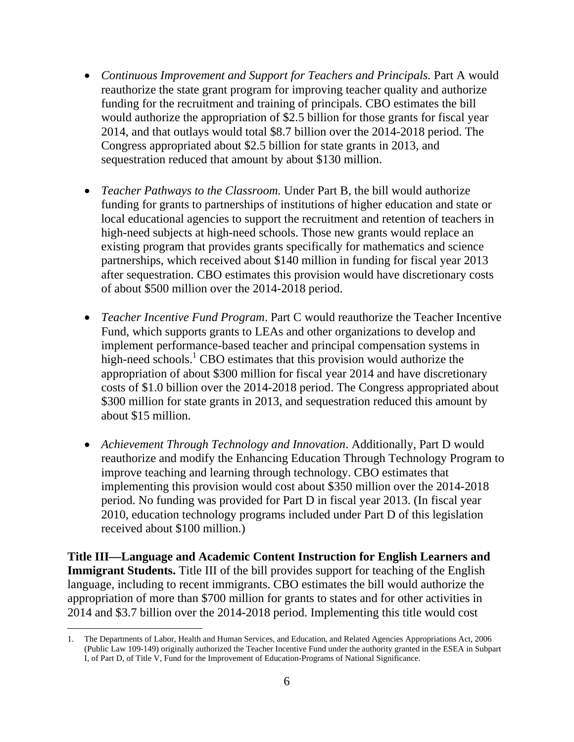- *Continuous Improvement and Support for Teachers and Principals.* Part A would reauthorize the state grant program for improving teacher quality and authorize funding for the recruitment and training of principals. CBO estimates the bill would authorize the appropriation of $2.5 billion for those grants for fiscal year 2014, and that outlays would total $8.7 billion over the 2014-2018 period. The Congress appropriated about $2.5 billion for state grants in 2013, and sequestration reduced that amount by about $130 million.

- *Teacher Pathways to the Classroom.* Under Part B, the bill would authorize funding for grants to partnerships of institutions of higher education and state or local educational agencies to support the recruitment and retention of teachers in high-need subjects at high-need schools. Those new grants would replace an existing program that provides grants specifically for mathematics and science partnerships, which received about $140 million in funding for fiscal year 2013 after sequestration. CBO estimates this provision would have discretionary costs of about $500 million over the 2014-2018 period.

- *Teacher Incentive Fund Program*. Part C would reauthorize the Teacher Incentive Fund, which supports grants to LEAs and other organizations to develop and implement performance-based teacher and principal compensation systems in high-need schools.[1] CBO estimates that this provision would authorize the appropriation of about $300 million for fiscal year 2014 and have discretionary costs of $1.0 billion over the 2014-2018 period. The Congress appropriated about $300 million for state grants in 2013, and sequestration reduced this amount by about $15 million.

- *Achievement Through Technology and Innovation*. Additionally, Part D would reauthorize and modify the Enhancing Education Through Technology Program to improve teaching and learning through technology. CBO estimates that implementing this provision would cost about $350 million over the 2014-2018 period. No funding was provided for Part D in fiscal year 2013. (In fiscal year 2010, education technology programs included under Part D of this legislation received about $100 million.)

**Title III—Language and Academic Content Instruction for English Learners and Immigrant Students.** Title III of the bill provides support for teaching of the English language, including to recent immigrants. CBO estimates the bill would authorize the appropriation of more than $700 million for grants to states and for other activities in 2014 and $3.7 billion over the 2014-2018 period. Implementing this title would cost

1. The Departments of Labor, Health and Human Services, and Education, and Related Agencies Appropriations Act, 2006 (Public Law 109-149) originally authorized the Teacher Incentive Fund under the authority granted in the ESEA in Subpart I, of Part D, of Title V, Fund for the Improvement of Education-Programs of National Significance.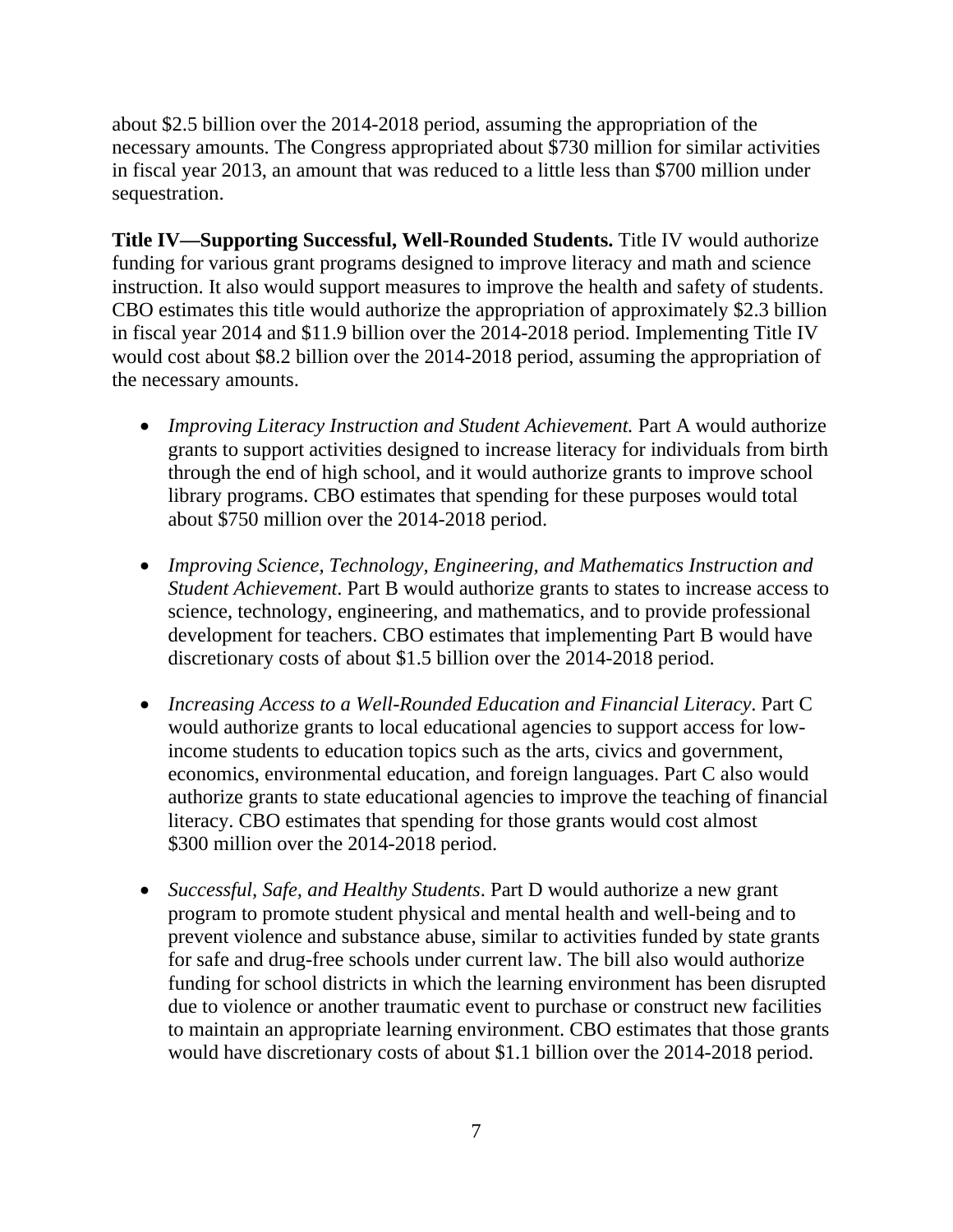about $2.5 billion over the 2014-2018 period, assuming the appropriation of the necessary amounts. The Congress appropriated about $730 million for similar activities in fiscal year 2013, an amount that was reduced to a little less than $700 million under sequestration.

**Title IV—Supporting Successful, Well-Rounded Students.** Title IV would authorize funding for various grant programs designed to improve literacy and math and science instruction. It also would support measures to improve the health and safety of students. CBO estimates this title would authorize the appropriation of approximately $2.3 billion in fiscal year 2014 and $11.9 billion over the 2014-2018 period. Implementing Title IV would cost about $8.2 billion over the 2014-2018 period, assuming the appropriation of the necessary amounts.

- *Improving Literacy Instruction and Student Achievement.* Part A would authorize grants to support activities designed to increase literacy for individuals from birth through the end of high school, and it would authorize grants to improve school library programs. CBO estimates that spending for these purposes would total about $750 million over the 2014-2018 period.

- *Improving Science, Technology, Engineering, and Mathematics Instruction and Student Achievement*. Part B would authorize grants to states to increase access to science, technology, engineering, and mathematics, and to provide professional development for teachers. CBO estimates that implementing Part B would have discretionary costs of about $1.5 billion over the 2014-2018 period.

- *Increasing Access to a Well-Rounded Education and Financial Literacy*. Part C would authorize grants to local educational agencies to support access for low-income students to education topics such as the arts, civics and government, economics, environmental education, and foreign languages. Part C also would authorize grants to state educational agencies to improve the teaching of financial literacy. CBO estimates that spending for those grants would cost almost $300 million over the 2014-2018 period.

- *Successful, Safe, and Healthy Students*. Part D would authorize a new grant program to promote student physical and mental health and well-being and to prevent violence and substance abuse, similar to activities funded by state grants for safe and drug-free schools under current law. The bill also would authorize funding for school districts in which the learning environment has been disrupted due to violence or another traumatic event to purchase or construct new facilities to maintain an appropriate learning environment. CBO estimates that those grants would have discretionary costs of about $1.1 billion over the 2014-2018 period.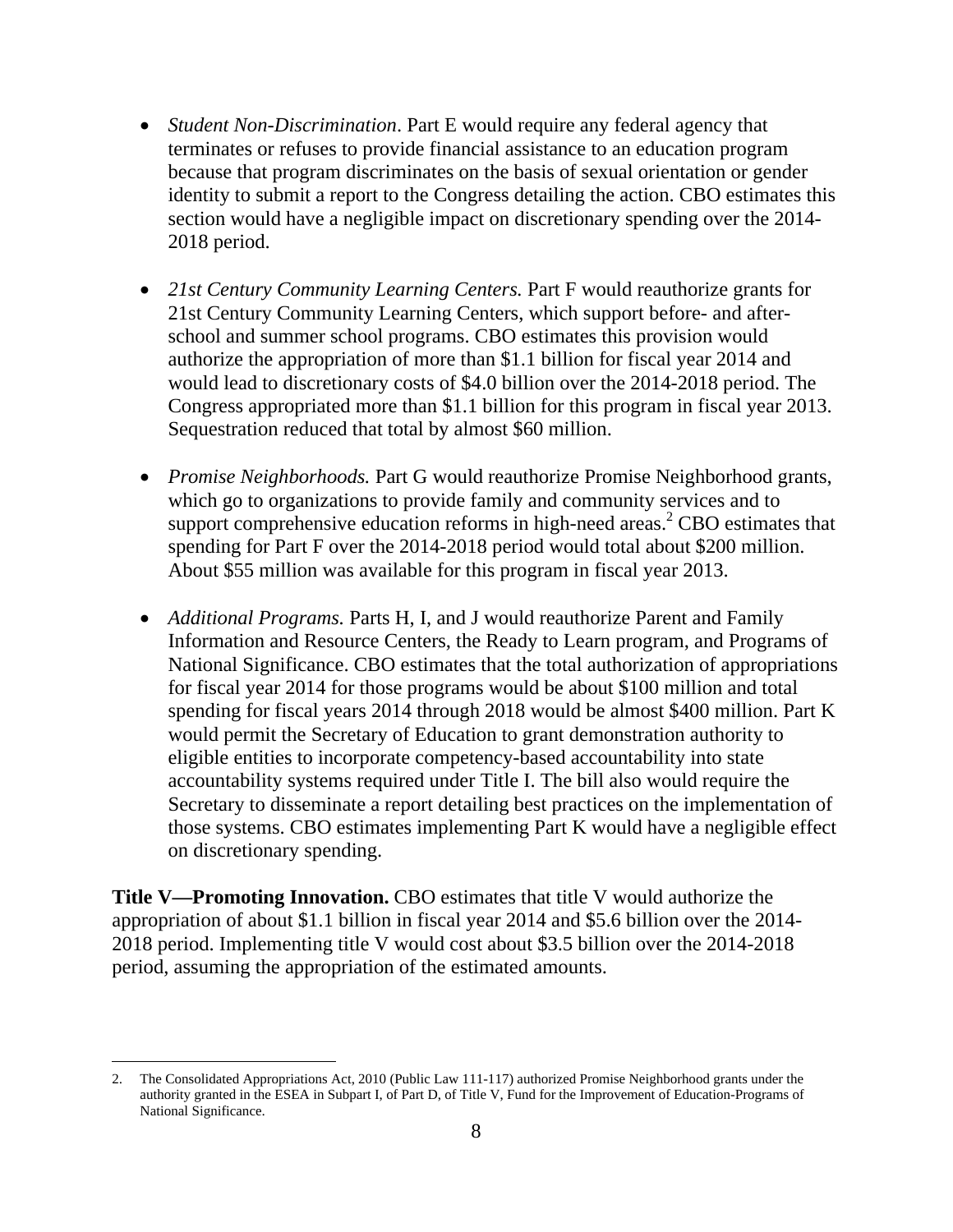- *Student Non-Discrimination*. Part E would require any federal agency that terminates or refuses to provide financial assistance to an education program because that program discriminates on the basis of sexual orientation or gender identity to submit a report to the Congress detailing the action. CBO estimates this section would have a negligible impact on discretionary spending over the 2014-2018 period.

- *21st Century Community Learning Centers.* Part F would reauthorize grants for 21st Century Community Learning Centers, which support before- and after-school and summer school programs. CBO estimates this provision would authorize the appropriation of more than $1.1 billion for fiscal year 2014 and would lead to discretionary costs of $4.0 billion over the 2014-2018 period. The Congress appropriated more than $1.1 billion for this program in fiscal year 2013. Sequestration reduced that total by almost $60 million.

- *Promise Neighborhoods.* Part G would reauthorize Promise Neighborhood grants, which go to organizations to provide family and community services and to support comprehensive education reforms in high-need areas.[2] CBO estimates that spending for Part F over the 2014-2018 period would total about $200 million. About $55 million was available for this program in fiscal year 2013.

- *Additional Programs.* Parts H, I, and J would reauthorize Parent and Family Information and Resource Centers, the Ready to Learn program, and Programs of National Significance. CBO estimates that the total authorization of appropriations for fiscal year 2014 for those programs would be about $100 million and total spending for fiscal years 2014 through 2018 would be almost $400 million. Part K would permit the Secretary of Education to grant demonstration authority to eligible entities to incorporate competency-based accountability into state accountability systems required under Title I. The bill also would require the Secretary to disseminate a report detailing best practices on the implementation of those systems. CBO estimates implementing Part K would have a negligible effect on discretionary spending.

**Title V—Promoting Innovation.** CBO estimates that title V would authorize the appropriation of about $1.1 billion in fiscal year 2014 and $5.6 billion over the 2014-2018 period. Implementing title V would cost about $3.5 billion over the 2014-2018 period, assuming the appropriation of the estimated amounts.

---

2. The Consolidated Appropriations Act, 2010 (Public Law 111-117) authorized Promise Neighborhood grants under the authority granted in the ESEA in Subpart I, of Part D, of Title V, Fund for the Improvement of Education-Programs of National Significance.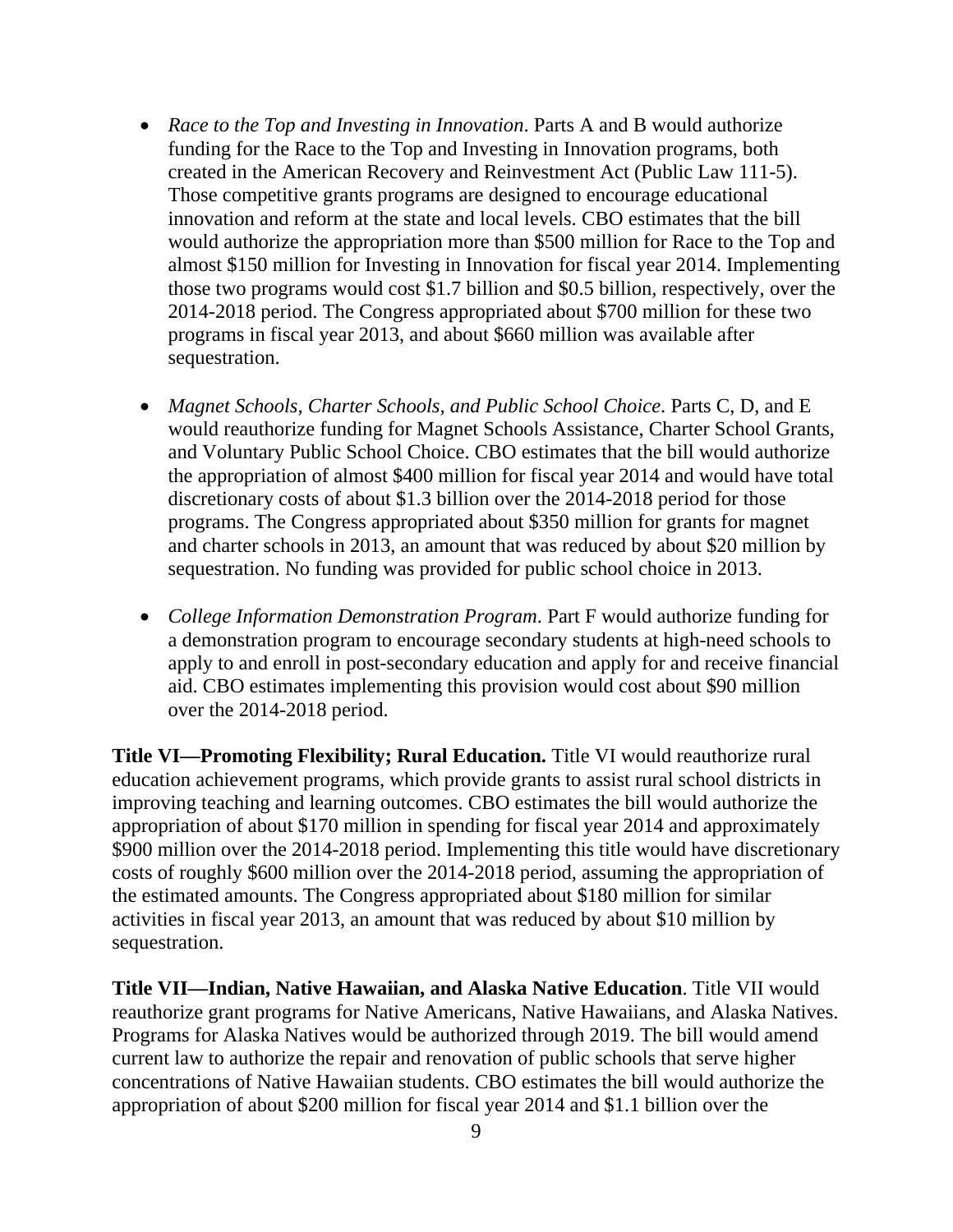- *Race to the Top and Investing in Innovation*. Parts A and B would authorize funding for the Race to the Top and Investing in Innovation programs, both created in the American Recovery and Reinvestment Act (Public Law 111-5). Those competitive grants programs are designed to encourage educational innovation and reform at the state and local levels. CBO estimates that the bill would authorize the appropriation more than $500 million for Race to the Top and almost $150 million for Investing in Innovation for fiscal year 2014. Implementing those two programs would cost $1.7 billion and $0.5 billion, respectively, over the 2014-2018 period. The Congress appropriated about $700 million for these two programs in fiscal year 2013, and about $660 million was available after sequestration.

- *Magnet Schools, Charter Schools, and Public School Choice*. Parts C, D, and E would reauthorize funding for Magnet Schools Assistance, Charter School Grants, and Voluntary Public School Choice. CBO estimates that the bill would authorize the appropriation of almost $400 million for fiscal year 2014 and would have total discretionary costs of about $1.3 billion over the 2014-2018 period for those programs. The Congress appropriated about $350 million for grants for magnet and charter schools in 2013, an amount that was reduced by about $20 million by sequestration. No funding was provided for public school choice in 2013.

- *College Information Demonstration Program*. Part F would authorize funding for a demonstration program to encourage secondary students at high-need schools to apply to and enroll in post-secondary education and apply for and receive financial aid. CBO estimates implementing this provision would cost about $90 million over the 2014-2018 period.

**Title VI—Promoting Flexibility; Rural Education.** Title VI would reauthorize rural education achievement programs, which provide grants to assist rural school districts in improving teaching and learning outcomes. CBO estimates the bill would authorize the appropriation of about $170 million in spending for fiscal year 2014 and approximately $900 million over the 2014-2018 period. Implementing this title would have discretionary costs of roughly $600 million over the 2014-2018 period, assuming the appropriation of the estimated amounts. The Congress appropriated about $180 million for similar activities in fiscal year 2013, an amount that was reduced by about $10 million by sequestration.

**Title VII—Indian, Native Hawaiian, and Alaska Native Education**. Title VII would reauthorize grant programs for Native Americans, Native Hawaiians, and Alaska Natives. Programs for Alaska Natives would be authorized through 2019. The bill would amend current law to authorize the repair and renovation of public schools that serve higher concentrations of Native Hawaiian students. CBO estimates the bill would authorize the appropriation of about $200 million for fiscal year 2014 and $1.1 billion over the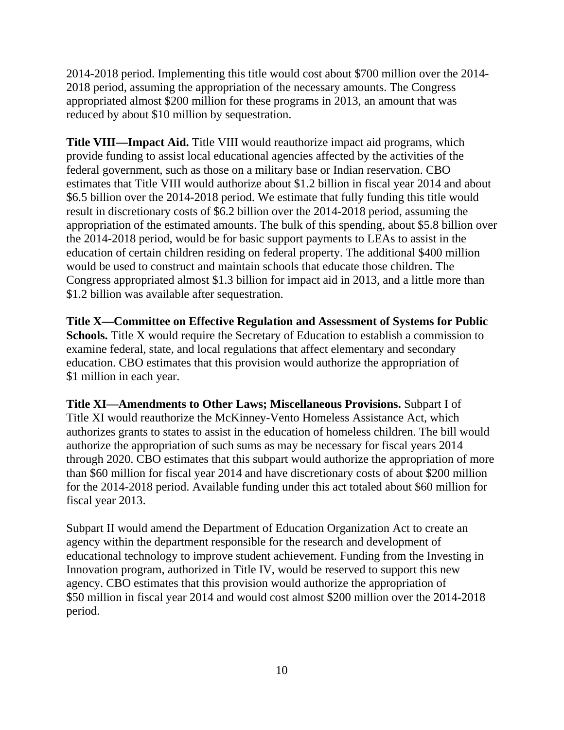2014-2018 period. Implementing this title would cost about $700 million over the 2014-2018 period, assuming the appropriation of the necessary amounts. The Congress appropriated almost $200 million for these programs in 2013, an amount that was reduced by about $10 million by sequestration.

**Title VIII—Impact Aid.** Title VIII would reauthorize impact aid programs, which provide funding to assist local educational agencies affected by the activities of the federal government, such as those on a military base or Indian reservation. CBO estimates that Title VIII would authorize about $1.2 billion in fiscal year 2014 and about $6.5 billion over the 2014-2018 period. We estimate that fully funding this title would result in discretionary costs of $6.2 billion over the 2014-2018 period, assuming the appropriation of the estimated amounts. The bulk of this spending, about $5.8 billion over the 2014-2018 period, would be for basic support payments to LEAs to assist in the education of certain children residing on federal property. The additional $400 million would be used to construct and maintain schools that educate those children. The Congress appropriated almost $1.3 billion for impact aid in 2013, and a little more than $1.2 billion was available after sequestration.

**Title X—Committee on Effective Regulation and Assessment of Systems for Public Schools.** Title X would require the Secretary of Education to establish a commission to examine federal, state, and local regulations that affect elementary and secondary education. CBO estimates that this provision would authorize the appropriation of $1 million in each year.

**Title XI—Amendments to Other Laws; Miscellaneous Provisions.** Subpart I of Title XI would reauthorize the McKinney-Vento Homeless Assistance Act, which authorizes grants to states to assist in the education of homeless children. The bill would authorize the appropriation of such sums as may be necessary for fiscal years 2014 through 2020. CBO estimates that this subpart would authorize the appropriation of more than $60 million for fiscal year 2014 and have discretionary costs of about $200 million for the 2014-2018 period. Available funding under this act totaled about $60 million for fiscal year 2013.

Subpart II would amend the Department of Education Organization Act to create an agency within the department responsible for the research and development of educational technology to improve student achievement. Funding from the Investing in Innovation program, authorized in Title IV, would be reserved to support this new agency. CBO estimates that this provision would authorize the appropriation of $50 million in fiscal year 2014 and would cost almost $200 million over the 2014-2018 period.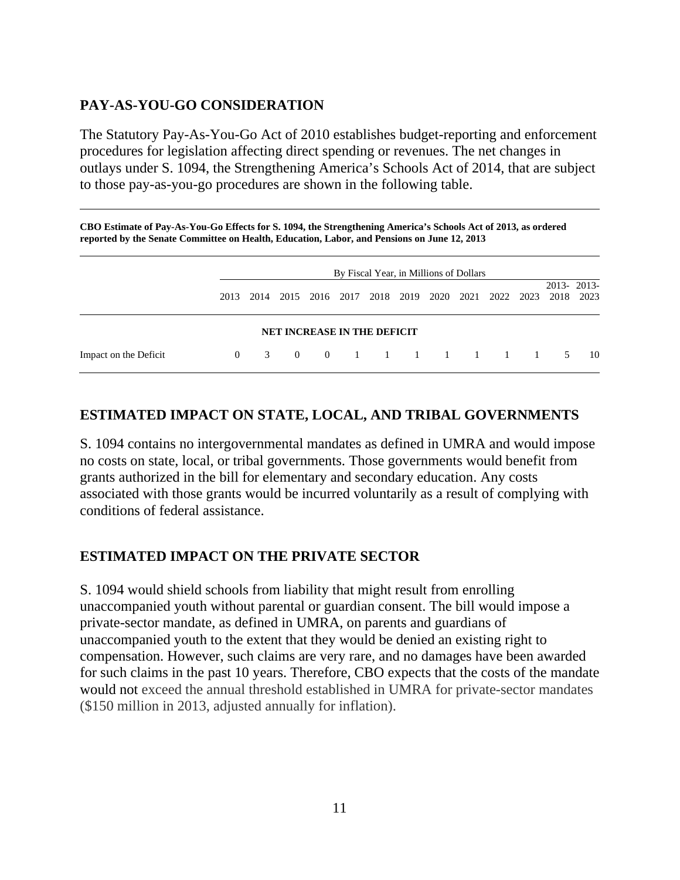## PAY-AS-YOU-GO CONSIDERATION

The Statutory Pay-As-You-Go Act of 2010 establishes budget-reporting and enforcement procedures for legislation affecting direct spending or revenues. The net changes in outlays under S. 1094, the Strengthening America's Schools Act of 2014, that are subject to those pay-as-you-go procedures are shown in the following table.

**CBO Estimate of Pay-As-You-Go Effects for S. 1094, the Strengthening America's Schools Act of 2013, as ordered reported by the Senate Committee on Health, Education, Labor, and Pensions on June 12, 2013**

| | By Fiscal Year, in Millions of Dollars | | | | | | | | | | | | |
|---|---|---|---|---|---|---|---|---|---|---|---|---|---|
| | 2013 | 2014 | 2015 | 2016 | 2017 | 2018 | 2019 | 2020 | 2021 | 2022 | 2023 | 2013-2018 | 2013-2023 |
| **NET INCREASE IN THE DEFICIT** | | | | | | | | | | | | | |
| Impact on the Deficit | 0 | 3 | 0 | 0 | 1 | 1 | 1 | 1 | 1 | 1 | 1 | 5 | 10 |

## ESTIMATED IMPACT ON STATE, LOCAL, AND TRIBAL GOVERNMENTS

S. 1094 contains no intergovernmental mandates as defined in UMRA and would impose no costs on state, local, or tribal governments. Those governments would benefit from grants authorized in the bill for elementary and secondary education. Any costs associated with those grants would be incurred voluntarily as a result of complying with conditions of federal assistance.

## ESTIMATED IMPACT ON THE PRIVATE SECTOR

S. 1094 would shield schools from liability that might result from enrolling unaccompanied youth without parental or guardian consent. The bill would impose a private-sector mandate, as defined in UMRA, on parents and guardians of unaccompanied youth to the extent that they would be denied an existing right to compensation. However, such claims are very rare, and no damages have been awarded for such claims in the past 10 years. Therefore, CBO expects that the costs of the mandate would not exceed the annual threshold established in UMRA for private-sector mandates ($150 million in 2013, adjusted annually for inflation).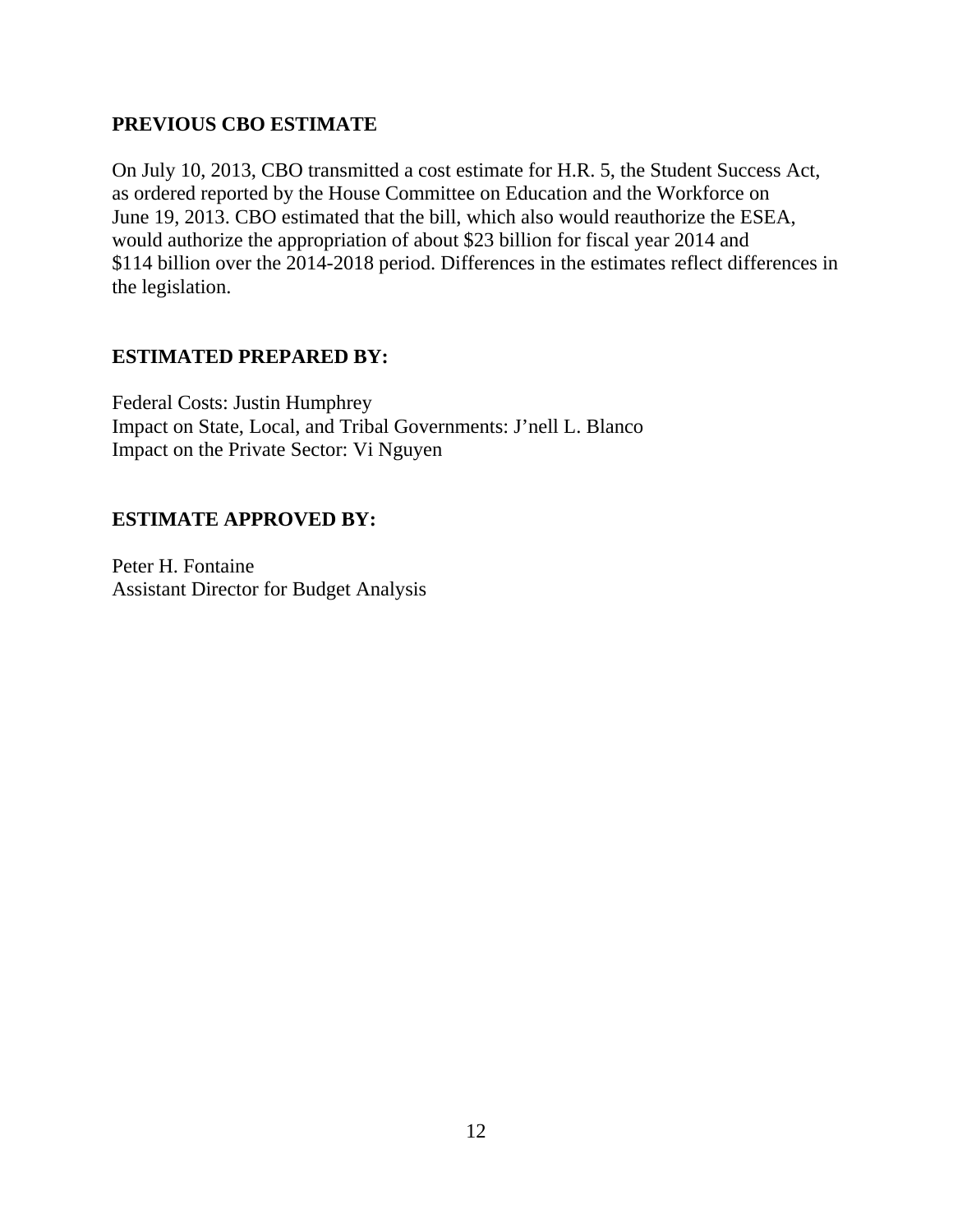## PREVIOUS CBO ESTIMATE

On July 10, 2013, CBO transmitted a cost estimate for H.R. 5, the Student Success Act, as ordered reported by the House Committee on Education and the Workforce on June 19, 2013. CBO estimated that the bill, which also would reauthorize the ESEA, would authorize the appropriation of about $23 billion for fiscal year 2014 and $114 billion over the 2014-2018 period. Differences in the estimates reflect differences in the legislation.

## ESTIMATED PREPARED BY:

Federal Costs: Justin Humphrey
Impact on State, Local, and Tribal Governments: J'nell L. Blanco
Impact on the Private Sector: Vi Nguyen

## ESTIMATE APPROVED BY:

Peter H. Fontaine
Assistant Director for Budget Analysis